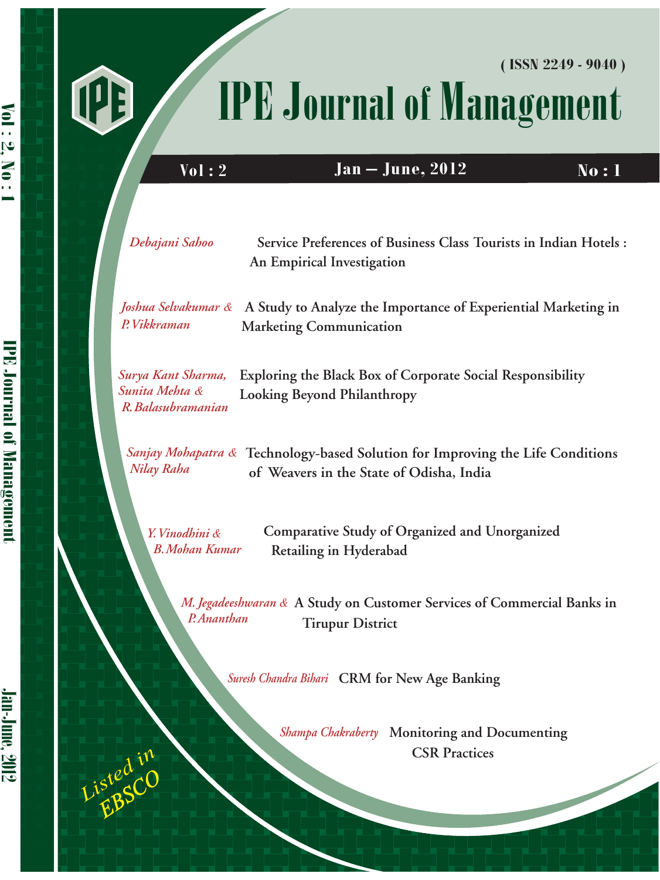( ISSN 2249 - 9040 )

# IPE Journal of Management

**Vol : 2** | **Jan – June, 2012** | **No : 1**

*Debajani Sahoo* — **Service Preferences of Business Class Tourists in Indian Hotels : An Empirical Investigation**

*Joshua Selvakumar & P. Vikkraman* — **A Study to Analyze the Importance of Experiential Marketing in Marketing Communication**

*Surya Kant Sharma, Sunita Mehta & R. Balasubramanian* — **Exploring the Black Box of Corporate Social Responsibility Looking Beyond Philanthropy**

*Sanjay Mohapatra & Nilay Raha* — **Technology-based Solution for Improving the Life Conditions of Weavers in the State of Odisha, India**

*Y. Vinodhini & B. Mohan Kumar* — **Comparative Study of Organized and Unorganized Retailing in Hyderabad**

*M. Jegadeeshwaran & P. Ananthan* — **A Study on Customer Services of Commercial Banks in Tirupur District**

*Suresh Chandra Bihari* — **CRM for New Age Banking**

*Shampa Chakraberty* — **Monitoring and Documenting CSR Practices**

*Listed in EBSCO*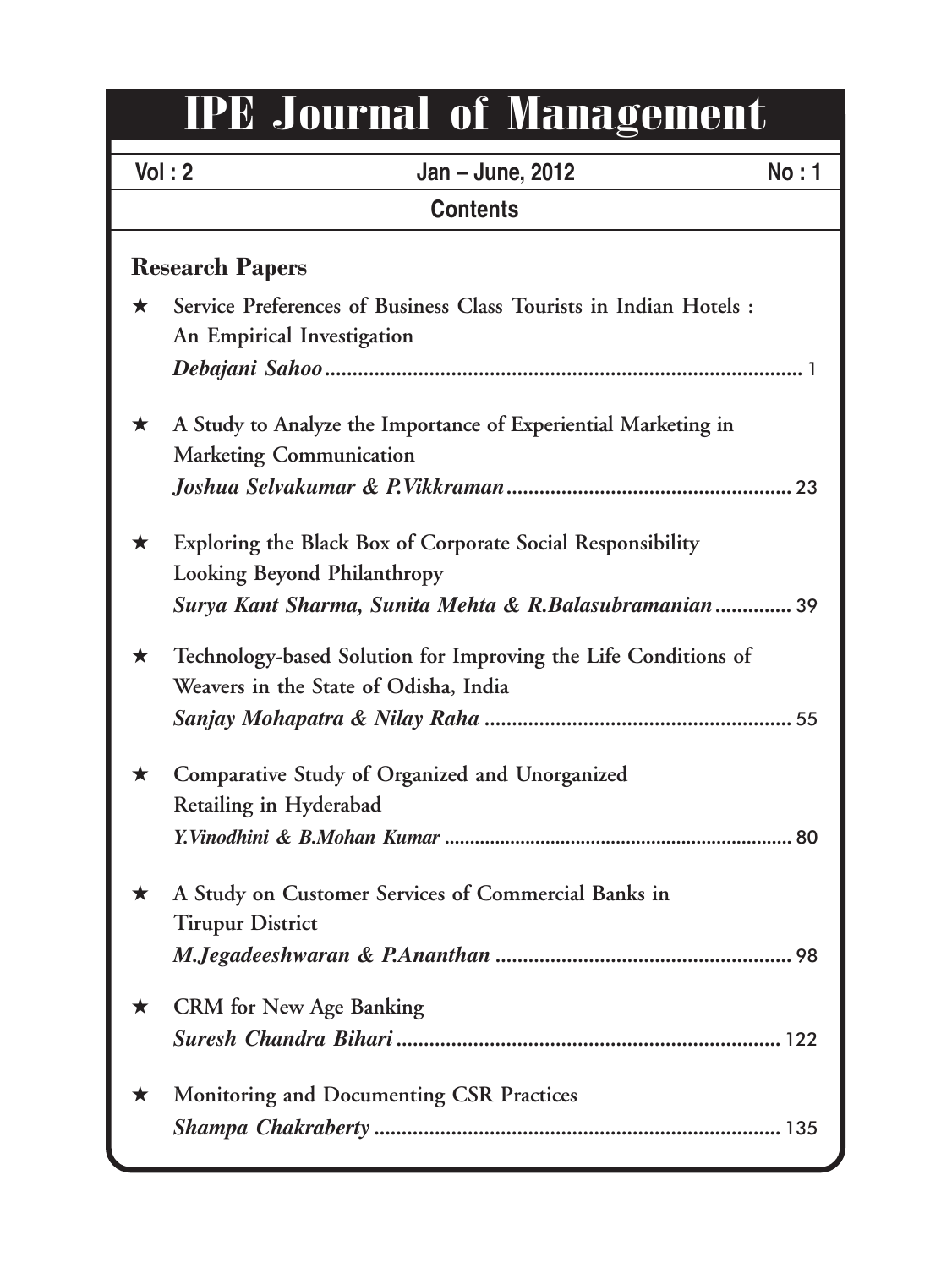# IPE Journal of Management

**Vol : 2** | **Jan – June, 2012** | **No : 1**

## Contents

### Research Papers

★ Service Preferences of Business Class Tourists in Indian Hotels : An Empirical Investigation
***Debajani Sahoo*** ........................................................................................ 1

★ A Study to Analyze the Importance of Experiential Marketing in Marketing Communication
***Joshua Selvakumar & P.Vikkraman*** .................................................... 23

★ Exploring the Black Box of Corporate Social Responsibility Looking Beyond Philanthropy
***Surya Kant Sharma, Sunita Mehta & R.Balasubramanian*** .............. 39

★ Technology-based Solution for Improving the Life Conditions of Weavers in the State of Odisha, India
***Sanjay Mohapatra & Nilay Raha*** ........................................................ 55

★ Comparative Study of Organized and Unorganized Retailing in Hyderabad
***Y.Vinodhini & B.Mohan Kumar*** .................................................................... 80

★ A Study on Customer Services of Commercial Banks in Tirupur District
***M.Jegadeeshwaran & P.Ananthan*** ...................................................... 98

★ CRM for New Age Banking
***Suresh Chandra Bihari*** ....................................................................... 122

★ Monitoring and Documenting CSR Practices
***Shampa Chakraberty*** .......................................................................... 135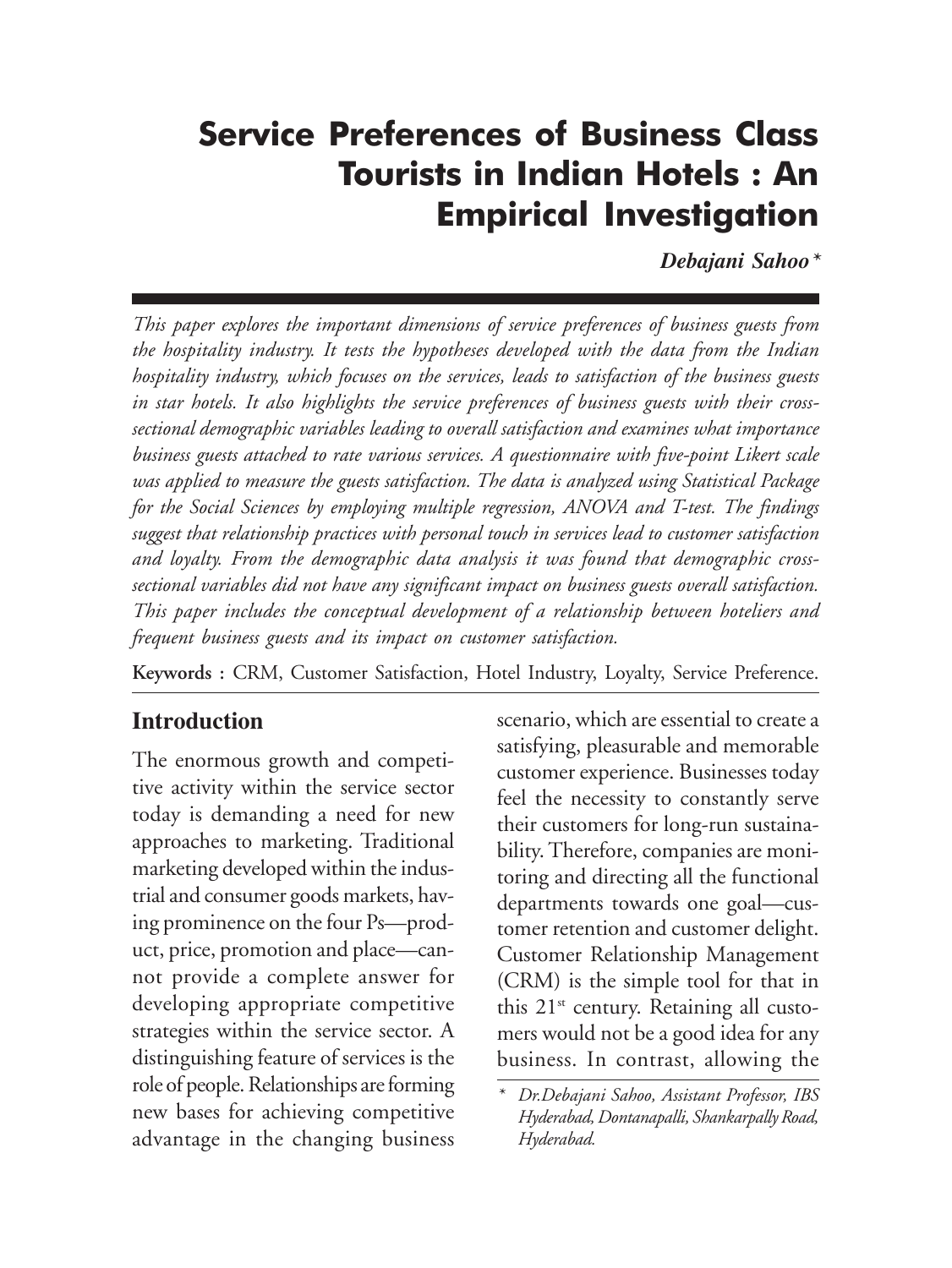# Service Preferences of Business Class Tourists in Indian Hotels : An Empirical Investigation

***Debajani Sahoo**** 

*This paper explores the important dimensions of service preferences of business guests from the hospitality industry. It tests the hypotheses developed with the data from the Indian hospitality industry, which focuses on the services, leads to satisfaction of the business guests in star hotels. It also highlights the service preferences of business guests with their cross-sectional demographic variables leading to overall satisfaction and examines what importance business guests attached to rate various services. A questionnaire with five-point Likert scale was applied to measure the guests satisfaction. The data is analyzed using Statistical Package for the Social Sciences by employing multiple regression, ANOVA and T-test. The findings suggest that relationship practices with personal touch in services lead to customer satisfaction and loyalty. From the demographic data analysis it was found that demographic cross-sectional variables did not have any significant impact on business guests overall satisfaction. This paper includes the conceptual development of a relationship between hoteliers and frequent business guests and its impact on customer satisfaction.*

**Keywords :** CRM, Customer Satisfaction, Hotel Industry, Loyalty, Service Preference.

## Introduction

The enormous growth and competitive activity within the service sector today is demanding a need for new approaches to marketing. Traditional marketing developed within the industrial and consumer goods markets, having prominence on the four Ps—product, price, promotion and place—cannot provide a complete answer for developing appropriate competitive strategies within the service sector. A distinguishing feature of services is the role of people. Relationships are forming new bases for achieving competitive advantage in the changing business scenario, which are essential to create a satisfying, pleasurable and memorable customer experience. Businesses today feel the necessity to constantly serve their customers for long-run sustainability. Therefore, companies are monitoring and directing all the functional departments towards one goal—customer retention and customer delight. Customer Relationship Management (CRM) is the simple tool for that in this 21st century. Retaining all customers would not be a good idea for any business. In contrast, allowing the

\* *Dr.Debajani Sahoo, Assistant Professor, IBS Hyderabad, Dontanapalli, Shankarpally Road, Hyderabad.*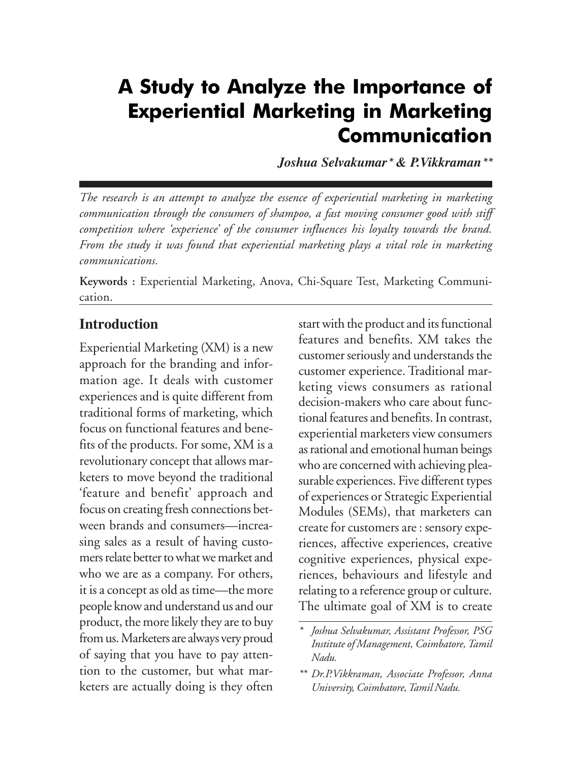# A Study to Analyze the Importance of Experiential Marketing in Marketing Communication

***Joshua Selvakumar\* & P.Vikkraman\*\****

*The research is an attempt to analyze the essence of experiential marketing in marketing communication through the consumers of shampoo, a fast moving consumer good with stiff competition where 'experience' of the consumer influences his loyalty towards the brand. From the study it was found that experiential marketing plays a vital role in marketing communications.*

**Keywords :** Experiential Marketing, Anova, Chi-Square Test, Marketing Communication.

## Introduction

Experiential Marketing (XM) is a new approach for the branding and information age. It deals with customer experiences and is quite different from traditional forms of marketing, which focus on functional features and benefits of the products. For some, XM is a revolutionary concept that allows marketers to move beyond the traditional 'feature and benefit' approach and focus on creating fresh connections between brands and consumers—increasing sales as a result of having customers relate better to what we market and who we are as a company. For others, it is a concept as old as time—the more people know and understand us and our product, the more likely they are to buy from us. Marketers are always very proud of saying that you have to pay attention to the customer, but what marketers are actually doing is they often start with the product and its functional features and benefits. XM takes the customer seriously and understands the customer experience. Traditional marketing views consumers as rational decision-makers who care about functional features and benefits. In contrast, experiential marketers view consumers as rational and emotional human beings who are concerned with achieving pleasurable experiences. Five different types of experiences or Strategic Experiential Modules (SEMs), that marketers can create for customers are : sensory experiences, affective experiences, creative cognitive experiences, physical experiences, behaviours and lifestyle and relating to a reference group or culture. The ultimate goal of XM is to create

\* *Joshua Selvakumar, Assistant Professor, PSG Institute of Management, Coimbatore, Tamil Nadu.*

\*\* *Dr.P.Vikkraman, Associate Professor, Anna University, Coimbatore, Tamil Nadu.*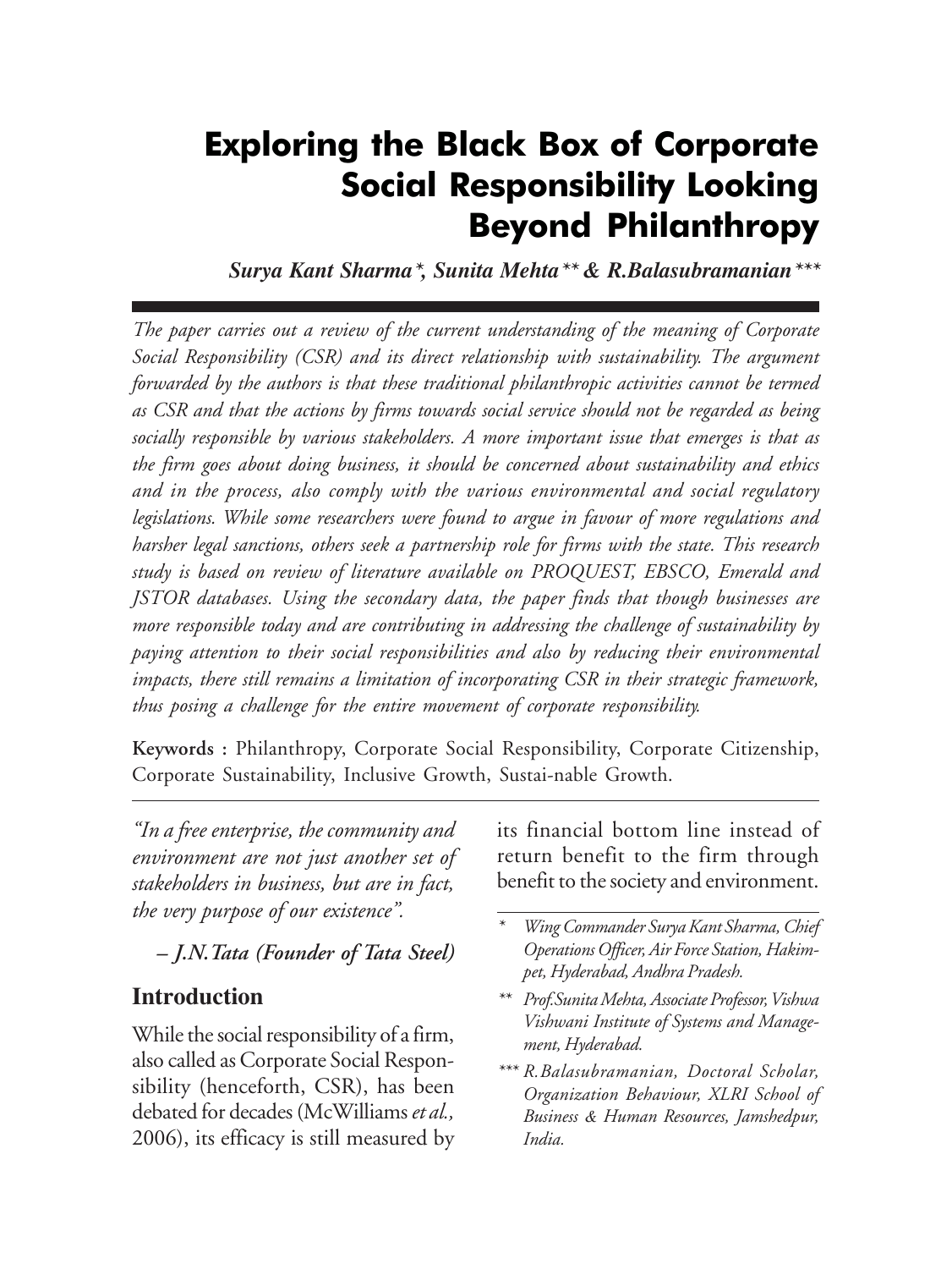# Exploring the Black Box of Corporate Social Responsibility Looking Beyond Philanthropy

***Surya Kant Sharma\*, Sunita Mehta\*\* & R.Balasubramanian\*\*\****

*The paper carries out a review of the current understanding of the meaning of Corporate Social Responsibility (CSR) and its direct relationship with sustainability. The argument forwarded by the authors is that these traditional philanthropic activities cannot be termed as CSR and that the actions by firms towards social service should not be regarded as being socially responsible by various stakeholders. A more important issue that emerges is that as the firm goes about doing business, it should be concerned about sustainability and ethics and in the process, also comply with the various environmental and social regulatory legislations. While some researchers were found to argue in favour of more regulations and harsher legal sanctions, others seek a partnership role for firms with the state. This research study is based on review of literature available on PROQUEST, EBSCO, Emerald and JSTOR databases. Using the secondary data, the paper finds that though businesses are more responsible today and are contributing in addressing the challenge of sustainability by paying attention to their social responsibilities and also by reducing their environmental impacts, there still remains a limitation of incorporating CSR in their strategic framework, thus posing a challenge for the entire movement of corporate responsibility.*

**Keywords :** Philanthropy, Corporate Social Responsibility, Corporate Citizenship, Corporate Sustainability, Inclusive Growth, Sustai-nable Growth.

*"In a free enterprise, the community and environment are not just another set of stakeholders in business, but are in fact, the very purpose of our existence".*

***– J.N.Tata (Founder of Tata Steel)***

## Introduction

While the social responsibility of a firm, also called as Corporate Social Responsibility (henceforth, CSR), has been debated for decades (McWilliams *et al.,* 2006), its efficacy is still measured by its financial bottom line instead of return benefit to the firm through benefit to the society and environment.

\* *Wing Commander Surya Kant Sharma, Chief Operations Officer, Air Force Station, Hakimpet, Hyderabad, Andhra Pradesh.*

\*\* *Prof.Sunita Mehta, Associate Professor, Vishwa Vishwani Institute of Systems and Management, Hyderabad.*

\*\*\* *R.Balasubramanian, Doctoral Scholar, Organization Behaviour, XLRI School of Business & Human Resources, Jamshedpur, India.*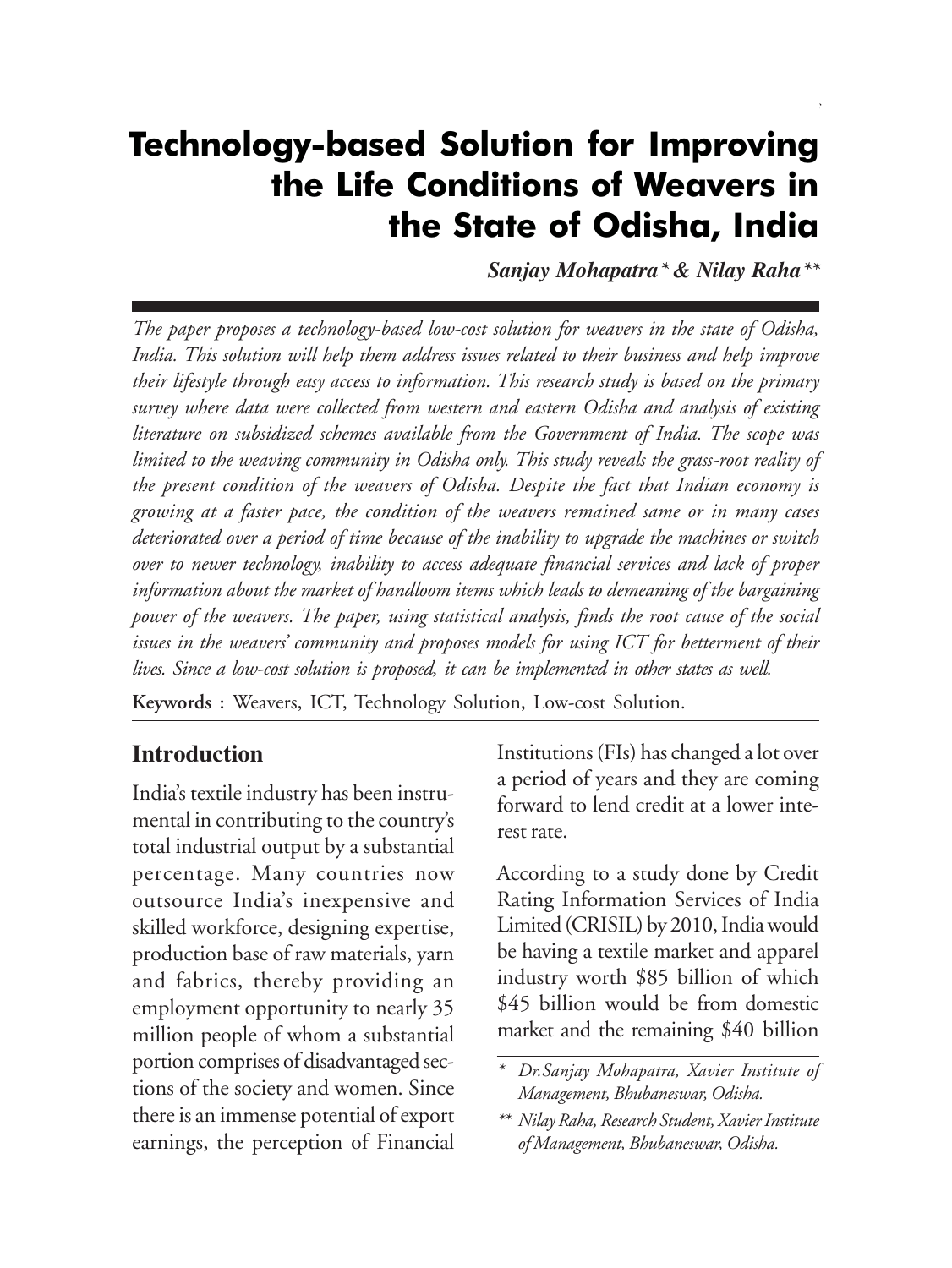# Technology-based Solution for Improving the Life Conditions of Weavers in the State of Odisha, India

***Sanjay Mohapatra* & Nilay Raha*****

*The paper proposes a technology-based low-cost solution for weavers in the state of Odisha, India. This solution will help them address issues related to their business and help improve their lifestyle through easy access to information. This research study is based on the primary survey where data were collected from western and eastern Odisha and analysis of existing literature on subsidized schemes available from the Government of India. The scope was limited to the weaving community in Odisha only. This study reveals the grass-root reality of the present condition of the weavers of Odisha. Despite the fact that Indian economy is growing at a faster pace, the condition of the weavers remained same or in many cases deteriorated over a period of time because of the inability to upgrade the machines or switch over to newer technology, inability to access adequate financial services and lack of proper information about the market of handloom items which leads to demeaning of the bargaining power of the weavers. The paper, using statistical analysis, finds the root cause of the social issues in the weavers' community and proposes models for using ICT for betterment of their lives. Since a low-cost solution is proposed, it can be implemented in other states as well.*

**Keywords :** Weavers, ICT, Technology Solution, Low-cost Solution.

## Introduction

India's textile industry has been instrumental in contributing to the country's total industrial output by a substantial percentage. Many countries now outsource India's inexpensive and skilled workforce, designing expertise, production base of raw materials, yarn and fabrics, thereby providing an employment opportunity to nearly 35 million people of whom a substantial portion comprises of disadvantaged sections of the society and women. Since there is an immense potential of export earnings, the perception of Financial Institutions (FIs) has changed a lot over a period of years and they are coming forward to lend credit at a lower interest rate.

According to a study done by Credit Rating Information Services of India Limited (CRISIL) by 2010, India would be having a textile market and apparel industry worth \$85 billion of which \$45 billion would be from domestic market and the remaining \$40 billion

\* *Dr.Sanjay Mohapatra, Xavier Institute of Management, Bhubaneswar, Odisha.*

\*\* *Nilay Raha, Research Student, Xavier Institute of Management, Bhubaneswar, Odisha.*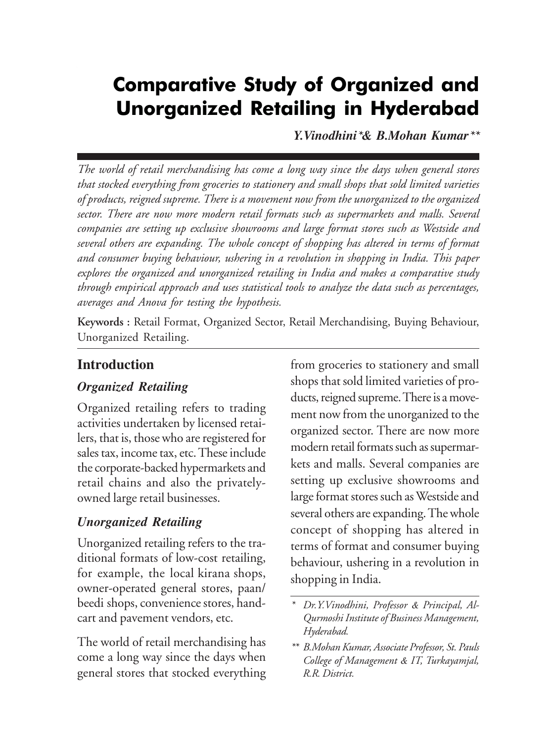# Comparative Study of Organized and Unorganized Retailing in Hyderabad

***Y.Vinodhini\*& B.Mohan Kumar\*\****

*The world of retail merchandising has come a long way since the days when general stores that stocked everything from groceries to stationery and small shops that sold limited varieties of products, reigned supreme. There is a movement now from the unorganized to the organized sector. There are now more modern retail formats such as supermarkets and malls. Several companies are setting up exclusive showrooms and large format stores such as Westside and several others are expanding. The whole concept of shopping has altered in terms of format and consumer buying behaviour, ushering in a revolution in shopping in India. This paper explores the organized and unorganized retailing in India and makes a comparative study through empirical approach and uses statistical tools to analyze the data such as percentages, averages and Anova for testing the hypothesis.*

**Keywords :** Retail Format, Organized Sector, Retail Merchandising, Buying Behaviour, Unorganized Retailing.

## Introduction

### *Organized Retailing*

Organized retailing refers to trading activities undertaken by licensed retailers, that is, those who are registered for sales tax, income tax, etc. These include the corporate-backed hypermarkets and retail chains and also the privately-owned large retail businesses.

### *Unorganized Retailing*

Unorganized retailing refers to the traditional formats of low-cost retailing, for example, the local kirana shops, owner-operated general stores, paan/beedi shops, convenience stores, hand-cart and pavement vendors, etc.

The world of retail merchandising has come a long way since the days when general stores that stocked everything from groceries to stationery and small shops that sold limited varieties of products, reigned supreme. There is a movement now from the unorganized to the organized sector. There are now more modern retail formats such as supermarkets and malls. Several companies are setting up exclusive showrooms and large format stores such as Westside and several others are expanding. The whole concept of shopping has altered in terms of format and consumer buying behaviour, ushering in a revolution in shopping in India.

*\* Dr.Y.Vinodhini, Professor & Principal, Al-Qurmoshi Institute of Business Management, Hyderabad.*

*\*\* B.Mohan Kumar, Associate Professor, St. Pauls College of Management & IT, Turkayamjal, R.R. District.*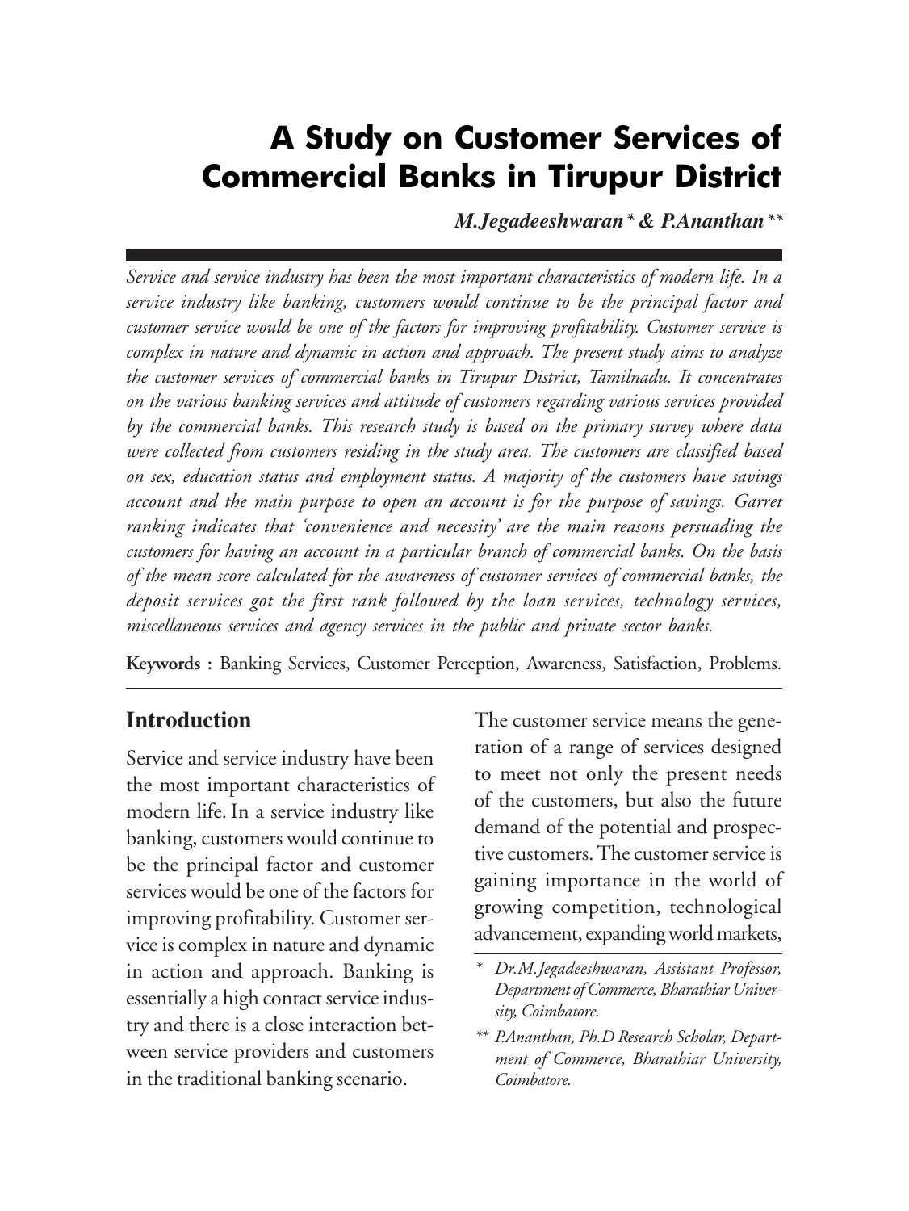# A Study on Customer Services of Commercial Banks in Tirupur District

***M.Jegadeeshwaran* \* & P.Ananthan* \*\***

*Service and service industry has been the most important characteristics of modern life. In a service industry like banking, customers would continue to be the principal factor and customer service would be one of the factors for improving profitability. Customer service is complex in nature and dynamic in action and approach. The present study aims to analyze the customer services of commercial banks in Tirupur District, Tamilnadu. It concentrates on the various banking services and attitude of customers regarding various services provided by the commercial banks. This research study is based on the primary survey where data were collected from customers residing in the study area. The customers are classified based on sex, education status and employment status. A majority of the customers have savings account and the main purpose to open an account is for the purpose of savings. Garret ranking indicates that 'convenience and necessity' are the main reasons persuading the customers for having an account in a particular branch of commercial banks. On the basis of the mean score calculated for the awareness of customer services of commercial banks, the deposit services got the first rank followed by the loan services, technology services, miscellaneous services and agency services in the public and private sector banks.*

**Keywords :** Banking Services, Customer Perception, Awareness, Satisfaction, Problems.

## Introduction

Service and service industry have been the most important characteristics of modern life. In a service industry like banking, customers would continue to be the principal factor and customer services would be one of the factors for improving profitability. Customer service is complex in nature and dynamic in action and approach. Banking is essentially a high contact service industry and there is a close interaction between service providers and customers in the traditional banking scenario.

The customer service means the generation of a range of services designed to meet not only the present needs of the customers, but also the future demand of the potential and prospective customers. The customer service is gaining importance in the world of growing competition, technological advancement, expanding world markets,

\* *Dr.M.Jegadeeshwaran, Assistant Professor, Department of Commerce, Bharathiar University, Coimbatore.*

\*\* *P.Ananthan, Ph.D Research Scholar, Department of Commerce, Bharathiar University, Coimbatore.*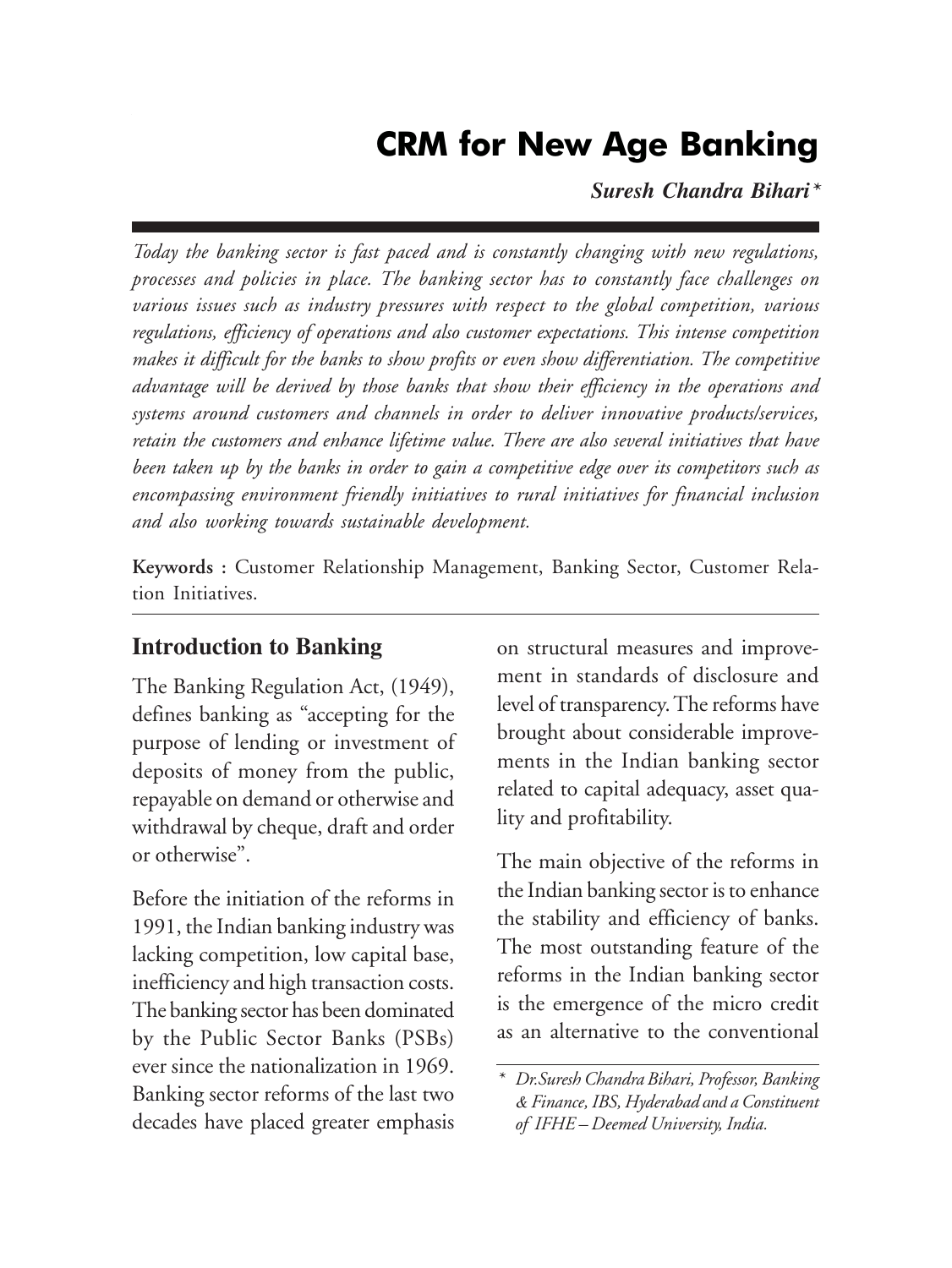# CRM for New Age Banking

***Suresh Chandra Bihari****

*Today the banking sector is fast paced and is constantly changing with new regulations, processes and policies in place. The banking sector has to constantly face challenges on various issues such as industry pressures with respect to the global competition, various regulations, efficiency of operations and also customer expectations. This intense competition makes it difficult for the banks to show profits or even show differentiation. The competitive advantage will be derived by those banks that show their efficiency in the operations and systems around customers and channels in order to deliver innovative products/services, retain the customers and enhance lifetime value. There are also several initiatives that have been taken up by the banks in order to gain a competitive edge over its competitors such as encompassing environment friendly initiatives to rural initiatives for financial inclusion and also working towards sustainable development.*

**Keywords :** Customer Relationship Management, Banking Sector, Customer Relation Initiatives.

## Introduction to Banking

The Banking Regulation Act, (1949), defines banking as "accepting for the purpose of lending or investment of deposits of money from the public, repayable on demand or otherwise and withdrawal by cheque, draft and order or otherwise".

Before the initiation of the reforms in 1991, the Indian banking industry was lacking competition, low capital base, inefficiency and high transaction costs. The banking sector has been dominated by the Public Sector Banks (PSBs) ever since the nationalization in 1969. Banking sector reforms of the last two decades have placed greater emphasis on structural measures and improvement in standards of disclosure and level of transparency. The reforms have brought about considerable improvements in the Indian banking sector related to capital adequacy, asset quality and profitability.

The main objective of the reforms in the Indian banking sector is to enhance the stability and efficiency of banks. The most outstanding feature of the reforms in the Indian banking sector is the emergence of the micro credit as an alternative to the conventional

*\* Dr.Suresh Chandra Bihari, Professor, Banking & Finance, IBS, Hyderabad and a Constituent of IFHE – Deemed University, India.*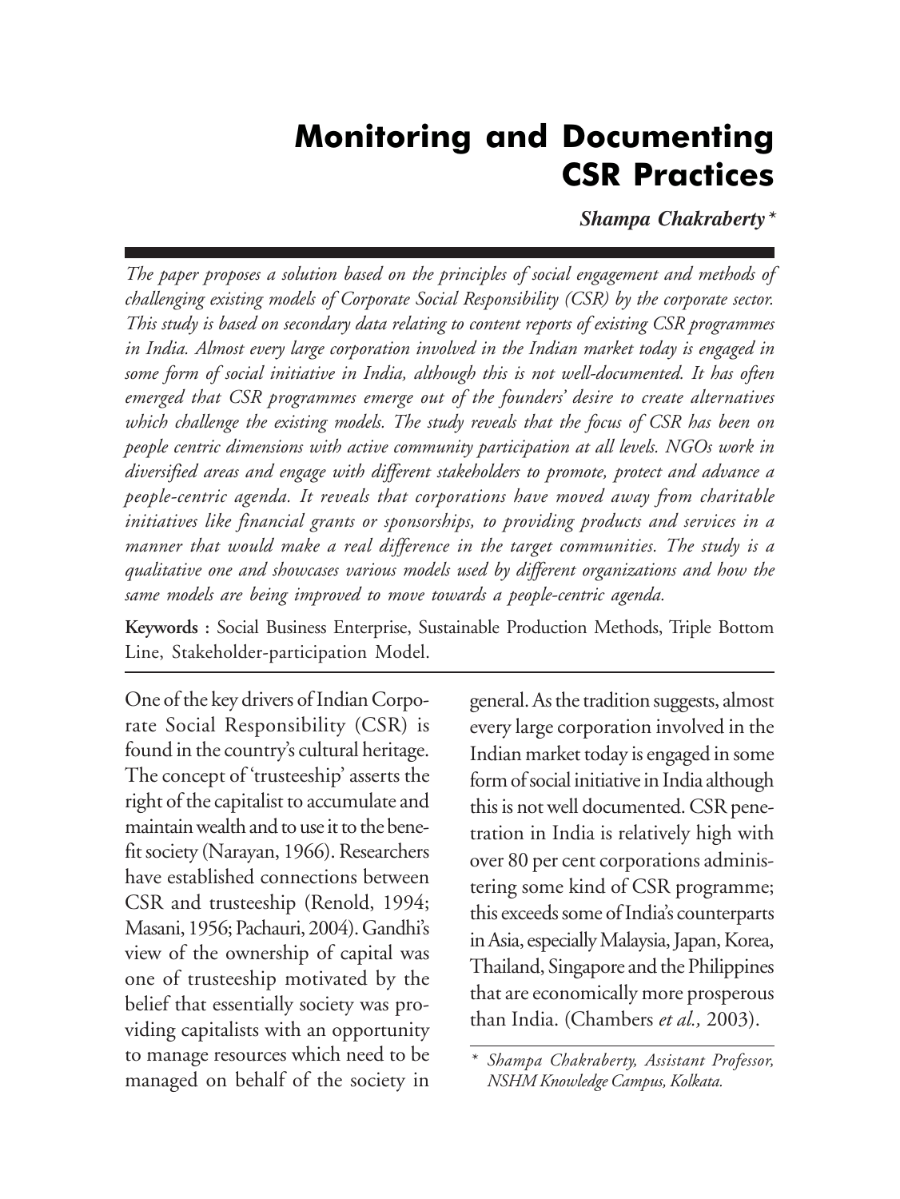# Monitoring and Documenting CSR Practices

***Shampa Chakraberty****

*The paper proposes a solution based on the principles of social engagement and methods of challenging existing models of Corporate Social Responsibility (CSR) by the corporate sector. This study is based on secondary data relating to content reports of existing CSR programmes in India. Almost every large corporation involved in the Indian market today is engaged in some form of social initiative in India, although this is not well-documented. It has often emerged that CSR programmes emerge out of the founders' desire to create alternatives which challenge the existing models. The study reveals that the focus of CSR has been on people centric dimensions with active community participation at all levels. NGOs work in diversified areas and engage with different stakeholders to promote, protect and advance a people-centric agenda. It reveals that corporations have moved away from charitable initiatives like financial grants or sponsorships, to providing products and services in a manner that would make a real difference in the target communities. The study is a qualitative one and showcases various models used by different organizations and how the same models are being improved to move towards a people-centric agenda.*

**Keywords :** Social Business Enterprise, Sustainable Production Methods, Triple Bottom Line, Stakeholder-participation Model.

One of the key drivers of Indian Corporate Social Responsibility (CSR) is found in the country's cultural heritage. The concept of 'trusteeship' asserts the right of the capitalist to accumulate and maintain wealth and to use it to the benefit society (Narayan, 1966). Researchers have established connections between CSR and trusteeship (Renold, 1994; Masani, 1956; Pachauri, 2004). Gandhi's view of the ownership of capital was one of trusteeship motivated by the belief that essentially society was providing capitalists with an opportunity to manage resources which need to be managed on behalf of the society in general. As the tradition suggests, almost every large corporation involved in the Indian market today is engaged in some form of social initiative in India although this is not well documented. CSR penetration in India is relatively high with over 80 per cent corporations administering some kind of CSR programme; this exceeds some of India's counterparts in Asia, especially Malaysia, Japan, Korea, Thailand, Singapore and the Philippines that are economically more prosperous than India. (Chambers *et al.,* 2003).

\* *Shampa Chakraberty, Assistant Professor, NSHM Knowledge Campus, Kolkata.*